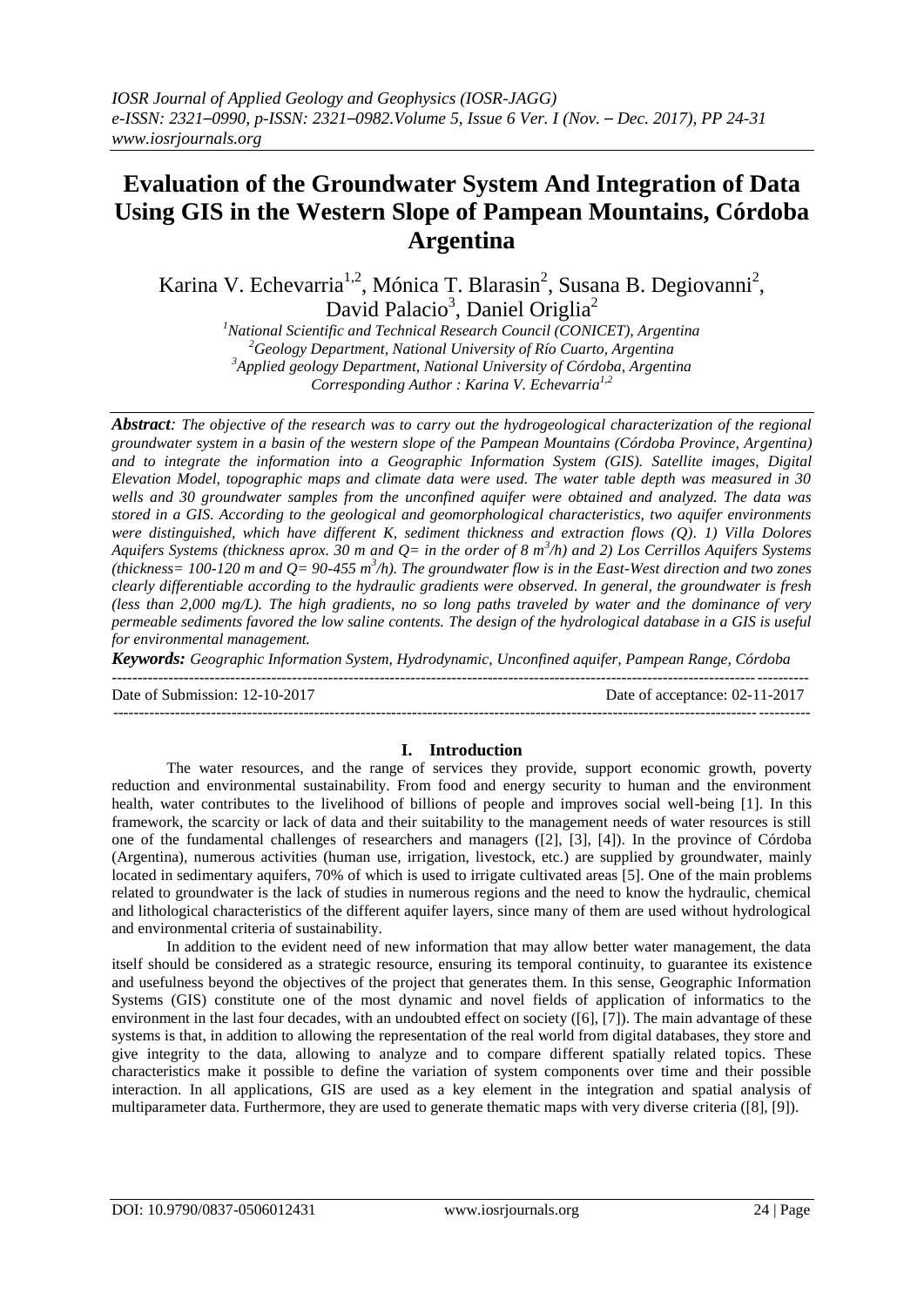# Evaluation of the Groundwater System And Integration of Data Using GIS in the Western Slope of Pampean Mountains, Córdoba Argentina

Karina V. Echevarria[1,2], Mónica T. Blarasin[2], Susana B. Degiovanni[2], David Palacio[3], Daniel Origlia[2]

[1]National Scientific and Technical Research Council (CONICET), Argentina
[2]Geology Department, National University of Río Cuarto, Argentina
[3]Applied geology Department, National University of Córdoba, Argentina
Corresponding Author : Karina V. Echevarria[1,2]

***Abstract**: The objective of the research was to carry out the hydrogeological characterization of the regional groundwater system in a basin of the western slope of the Pampean Mountains (Córdoba Province, Argentina) and to integrate the information into a Geographic Information System (GIS). Satellite images, Digital Elevation Model, topographic maps and climate data were used. The water table depth was measured in 30 wells and 30 groundwater samples from the unconfined aquifer were obtained and analyzed. The data was stored in a GIS. According to the geological and geomorphological characteristics, two aquifer environments were distinguished, which have different K, sediment thickness and extraction flows (Q). 1) Villa Dolores Aquifers Systems (thickness aprox. 30 m and Q= in the order of 8 $m^3/h$) and 2) Los Cerrillos Aquifers Systems (thickness= 100-120 m and Q= 90-455 $m^3/h$). The groundwater flow is in the East-West direction and two zones clearly differentiable according to the hydraulic gradients were observed. In general, the groundwater is fresh (less than 2,000 mg/L). The high gradients, no so long paths traveled by water and the dominance of very permeable sediments favored the low saline contents. The design of the hydrological database in a GIS is useful for environmental management.*

***Keywords:** Geographic Information System, Hydrodynamic, Unconfined aquifer, Pampean Range, Córdoba*

---

Date of Submission: 12-10-2017 Date of acceptance: 02-11-2017

---

## I. Introduction

The water resources, and the range of services they provide, support economic growth, poverty reduction and environmental sustainability. From food and energy security to human and the environment health, water contributes to the livelihood of billions of people and improves social well-being [1]. In this framework, the scarcity or lack of data and their suitability to the management needs of water resources is still one of the fundamental challenges of researchers and managers ([2], [3], [4]). In the province of Córdoba (Argentina), numerous activities (human use, irrigation, livestock, etc.) are supplied by groundwater, mainly located in sedimentary aquifers, 70% of which is used to irrigate cultivated areas [5]. One of the main problems related to groundwater is the lack of studies in numerous regions and the need to know the hydraulic, chemical and lithological characteristics of the different aquifer layers, since many of them are used without hydrological and environmental criteria of sustainability.

In addition to the evident need of new information that may allow better water management, the data itself should be considered as a strategic resource, ensuring its temporal continuity, to guarantee its existence and usefulness beyond the objectives of the project that generates them. In this sense, Geographic Information Systems (GIS) constitute one of the most dynamic and novel fields of application of informatics to the environment in the last four decades, with an undoubted effect on society ([6], [7]). The main advantage of these systems is that, in addition to allowing the representation of the real world from digital databases, they store and give integrity to the data, allowing to analyze and to compare different spatially related topics. These characteristics make it possible to define the variation of system components over time and their possible interaction. In all applications, GIS are used as a key element in the integration and spatial analysis of multiparameter data. Furthermore, they are used to generate thematic maps with very diverse criteria ([8], [9]).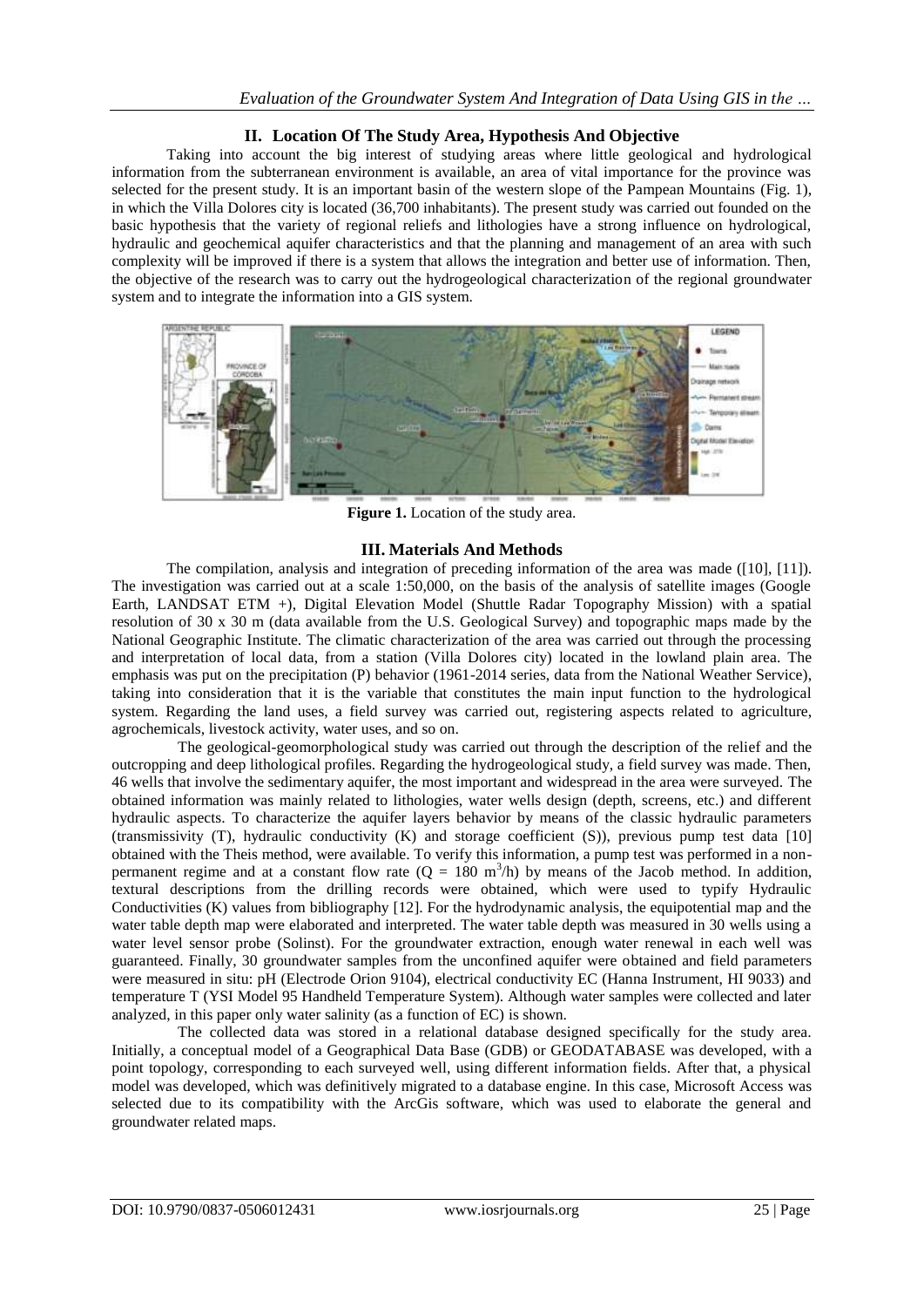## II. Location Of The Study Area, Hypothesis And Objective

Taking into account the big interest of studying areas where little geological and hydrological information from the subterranean environment is available, an area of vital importance for the province was selected for the present study. It is an important basin of the western slope of the Pampean Mountains (Fig. 1), in which the Villa Dolores city is located (36,700 inhabitants). The present study was carried out founded on the basic hypothesis that the variety of regional reliefs and lithologies have a strong influence on hydrological, hydraulic and geochemical aquifer characteristics and that the planning and management of an area with such complexity will be improved if there is a system that allows the integration and better use of information. Then, the objective of the research was to carry out the hydrogeological characterization of the regional groundwater system and to integrate the information into a GIS system.

**Figure 1.** Location of the study area.

## III. Materials And Methods

The compilation, analysis and integration of preceding information of the area was made ([10], [11]). The investigation was carried out at a scale 1:50,000, on the basis of the analysis of satellite images (Google Earth, LANDSAT ETM +), Digital Elevation Model (Shuttle Radar Topography Mission) with a spatial resolution of 30 x 30 m (data available from the U.S. Geological Survey) and topographic maps made by the National Geographic Institute. The climatic characterization of the area was carried out through the processing and interpretation of local data, from a station (Villa Dolores city) located in the lowland plain area. The emphasis was put on the precipitation (P) behavior (1961-2014 series, data from the National Weather Service), taking into consideration that it is the variable that constitutes the main input function to the hydrological system. Regarding the land uses, a field survey was carried out, registering aspects related to agriculture, agrochemicals, livestock activity, water uses, and so on.

The geological-geomorphological study was carried out through the description of the relief and the outcropping and deep lithological profiles. Regarding the hydrogeological study, a field survey was made. Then, 46 wells that involve the sedimentary aquifer, the most important and widespread in the area were surveyed. The obtained information was mainly related to lithologies, water wells design (depth, screens, etc.) and different hydraulic aspects. To characterize the aquifer layers behavior by means of the classic hydraulic parameters (transmissivity (T), hydraulic conductivity (K) and storage coefficient (S)), previous pump test data [10] obtained with the Theis method, were available. To verify this information, a pump test was performed in a non-permanent regime and at a constant flow rate ($Q = 180\ m^3/h$) by means of the Jacob method. In addition, textural descriptions from the drilling records were obtained, which were used to typify Hydraulic Conductivities (K) values from bibliography [12]. For the hydrodynamic analysis, the equipotential map and the water table depth map were elaborated and interpreted. The water table depth was measured in 30 wells using a water level sensor probe (Solinst). For the groundwater extraction, enough water renewal in each well was guaranteed. Finally, 30 groundwater samples from the unconfined aquifer were obtained and field parameters were measured in situ: pH (Electrode Orion 9104), electrical conductivity EC (Hanna Instrument, HI 9033) and temperature T (YSI Model 95 Handheld Temperature System). Although water samples were collected and later analyzed, in this paper only water salinity (as a function of EC) is shown.

The collected data was stored in a relational database designed specifically for the study area. Initially, a conceptual model of a Geographical Data Base (GDB) or GEODATABASE was developed, with a point topology, corresponding to each surveyed well, using different information fields. After that, a physical model was developed, which was definitively migrated to a database engine. In this case, Microsoft Access was selected due to its compatibility with the ArcGis software, which was used to elaborate the general and groundwater related maps.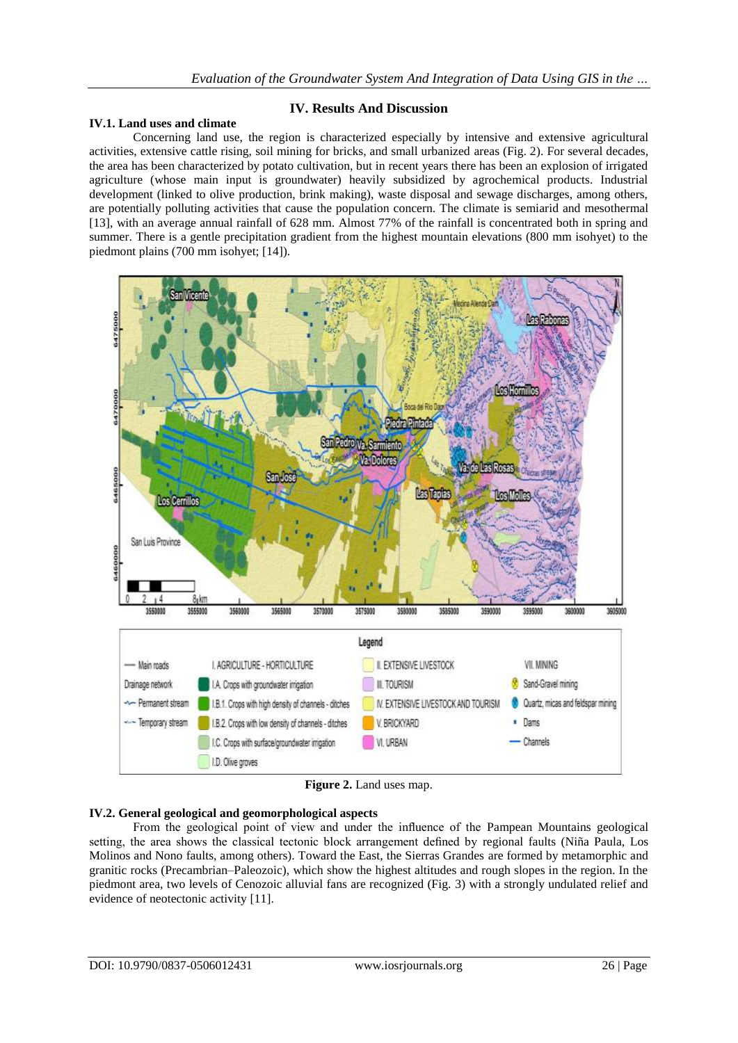## IV. Results And Discussion

### IV.1. Land uses and climate

Concerning land use, the region is characterized especially by intensive and extensive agricultural activities, extensive cattle rising, soil mining for bricks, and small urbanized areas (Fig. 2). For several decades, the area has been characterized by potato cultivation, but in recent years there has been an explosion of irrigated agriculture (whose main input is groundwater) heavily subsidized by agrochemical products. Industrial development (linked to olive production, brink making), waste disposal and sewage discharges, among others, are potentially polluting activities that cause the population concern. The climate is semiarid and mesothermal [13], with an average annual rainfall of 628 mm. Almost 77% of the rainfall is concentrated both in spring and summer. There is a gentle precipitation gradient from the highest mountain elevations (800 mm isohyet) to the piedmont plains (700 mm isohyet; [14]).

**Figure 2.** Land uses map.

### IV.2. General geological and geomorphological aspects

From the geological point of view and under the influence of the Pampean Mountains geological setting, the area shows the classical tectonic block arrangement defined by regional faults (Niña Paula, Los Molinos and Nono faults, among others). Toward the East, the Sierras Grandes are formed by metamorphic and granitic rocks (Precambrian–Paleozoic), which show the highest altitudes and rough slopes in the region. In the piedmont area, two levels of Cenozoic alluvial fans are recognized (Fig. 3) with a strongly undulated relief and evidence of neotectonic activity [11].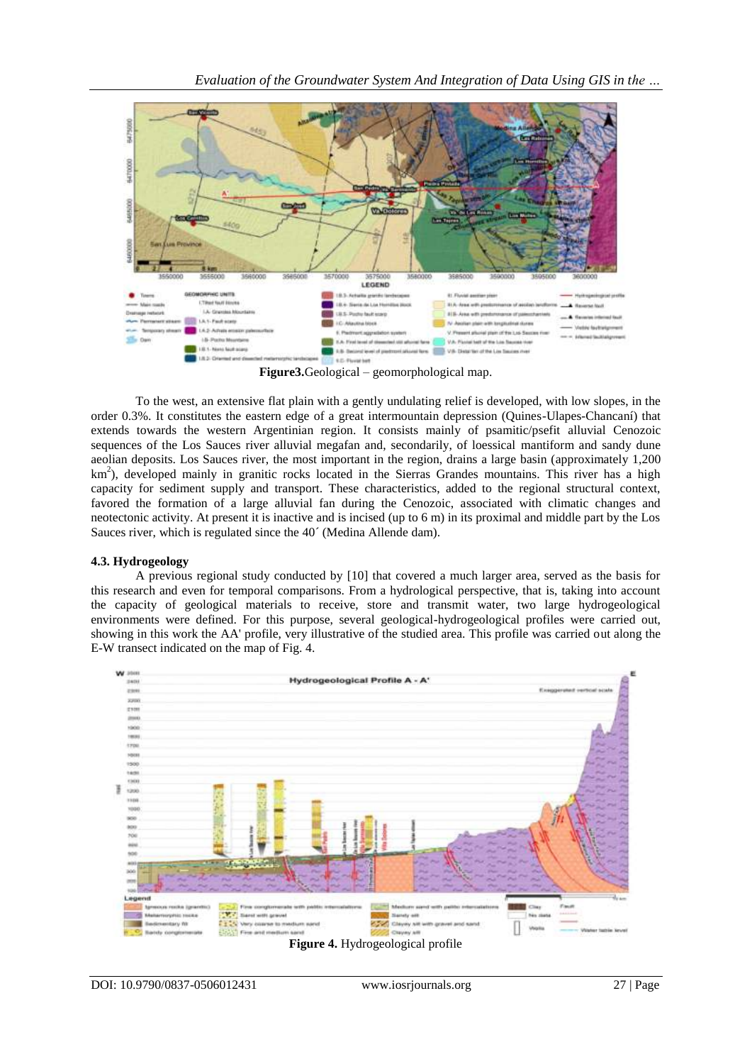**Figure3.** Geological – geomorphological map.

To the west, an extensive flat plain with a gently undulating relief is developed, with low slopes, in the order 0.3%. It constitutes the eastern edge of a great intermountain depression (Quines-Ulapes-Chancaní) that extends towards the western Argentinian region. It consists mainly of psamitic/psefit alluvial Cenozoic sequences of the Los Sauces river alluvial megafan and, secondarily, of loessical mantiform and sandy dune aeolian deposits. Los Sauces river, the most important in the region, drains a large basin (approximately 1,200 km$^2$), developed mainly in granitic rocks located in the Sierras Grandes mountains. This river has a high capacity for sediment supply and transport. These characteristics, added to the regional structural context, favored the formation of a large alluvial fan during the Cenozoic, associated with climatic changes and neotectonic activity. At present it is inactive and is incised (up to 6 m) in its proximal and middle part by the Los Sauces river, which is regulated since the 40´ (Medina Allende dam).

### 4.3. Hydrogeology

A previous regional study conducted by [10] that covered a much larger area, served as the basis for this research and even for temporal comparisons. From a hydrological perspective, that is, taking into account the capacity of geological materials to receive, store and transmit water, two large hydrogeological environments were defined. For this purpose, several geological-hydrogeological profiles were carried out, showing in this work the AA' profile, very illustrative of the studied area. This profile was carried out along the E-W transect indicated on the map of Fig. 4.

**Figure 4.** Hydrogeological profile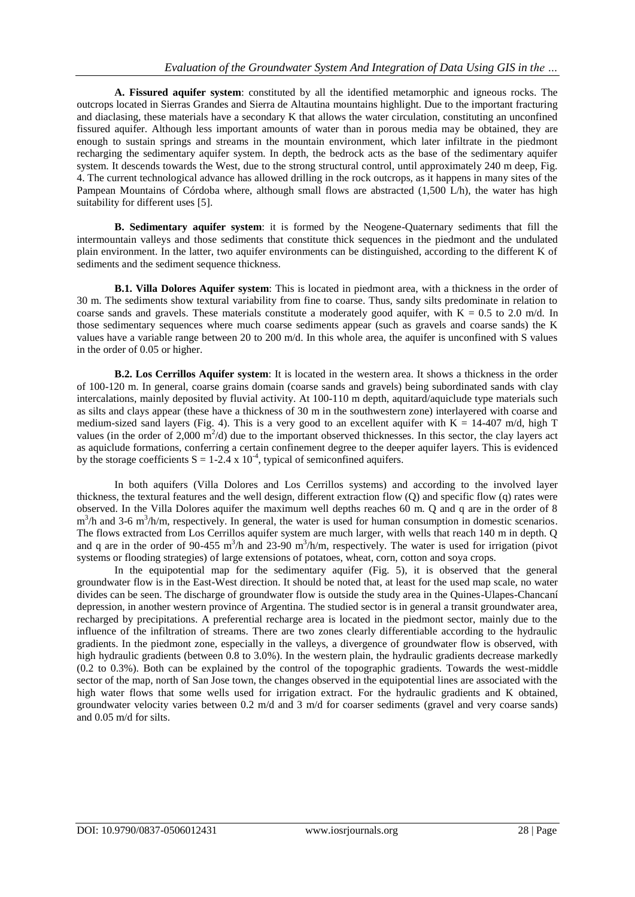**A. Fissured aquifer system**: constituted by all the identified metamorphic and igneous rocks. The outcrops located in Sierras Grandes and Sierra de Altautina mountains highlight. Due to the important fracturing and diaclasing, these materials have a secondary K that allows the water circulation, constituting an unconfined fissured aquifer. Although less important amounts of water than in porous media may be obtained, they are enough to sustain springs and streams in the mountain environment, which later infiltrate in the piedmont recharging the sedimentary aquifer system. In depth, the bedrock acts as the base of the sedimentary aquifer system. It descends towards the West, due to the strong structural control, until approximately 240 m deep, Fig. 4. The current technological advance has allowed drilling in the rock outcrops, as it happens in many sites of the Pampean Mountains of Córdoba where, although small flows are abstracted (1,500 L/h), the water has high suitability for different uses [5].

**B. Sedimentary aquifer system**: it is formed by the Neogene-Quaternary sediments that fill the intermountain valleys and those sediments that constitute thick sequences in the piedmont and the undulated plain environment. In the latter, two aquifer environments can be distinguished, according to the different K of sediments and the sediment sequence thickness.

**B.1. Villa Dolores Aquifer system**: This is located in piedmont area, with a thickness in the order of 30 m. The sediments show textural variability from fine to coarse. Thus, sandy silts predominate in relation to coarse sands and gravels. These materials constitute a moderately good aquifer, with K = 0.5 to 2.0 m/d. In those sedimentary sequences where much coarse sediments appear (such as gravels and coarse sands) the K values have a variable range between 20 to 200 m/d. In this whole area, the aquifer is unconfined with S values in the order of 0.05 or higher.

**B.2. Los Cerrillos Aquifer system**: It is located in the western area. It shows a thickness in the order of 100-120 m. In general, coarse grains domain (coarse sands and gravels) being subordinated sands with clay intercalations, mainly deposited by fluvial activity. At 100-110 m depth, aquitard/aquiclude type materials such as silts and clays appear (these have a thickness of 30 m in the southwestern zone) interlayered with coarse and medium-sized sand layers (Fig. 4). This is a very good to an excellent aquifer with K = 14-407 m/d, high T values (in the order of 2,000 $m^2$/d) due to the important observed thicknesses. In this sector, the clay layers act as aquiclude formations, conferring a certain confinement degree to the deeper aquifer layers. This is evidenced by the storage coefficients $S = 1\text{-}2.4 \times 10^{-4}$, typical of semiconfined aquifers.

In both aquifers (Villa Dolores and Los Cerrillos systems) and according to the involved layer thickness, the textural features and the well design, different extraction flow (Q) and specific flow (q) rates were observed. In the Villa Dolores aquifer the maximum well depths reaches 60 m. Q and q are in the order of 8 $m^3$/h and 3-6 $m^3$/h/m, respectively. In general, the water is used for human consumption in domestic scenarios. The flows extracted from Los Cerrillos aquifer system are much larger, with wells that reach 140 m in depth. Q and q are in the order of 90-455 $m^3$/h and 23-90 $m^3$/h/m, respectively. The water is used for irrigation (pivot systems or flooding strategies) of large extensions of potatoes, wheat, corn, cotton and soya crops.

In the equipotential map for the sedimentary aquifer (Fig. 5), it is observed that the general groundwater flow is in the East-West direction. It should be noted that, at least for the used map scale, no water divides can be seen. The discharge of groundwater flow is outside the study area in the Quines-Ulapes-Chancaní depression, in another western province of Argentina. The studied sector is in general a transit groundwater area, recharged by precipitations. A preferential recharge area is located in the piedmont sector, mainly due to the influence of the infiltration of streams. There are two zones clearly differentiable according to the hydraulic gradients. In the piedmont zone, especially in the valleys, a divergence of groundwater flow is observed, with high hydraulic gradients (between 0.8 to 3.0%). In the western plain, the hydraulic gradients decrease markedly (0.2 to 0.3%). Both can be explained by the control of the topographic gradients. Towards the west-middle sector of the map, north of San Jose town, the changes observed in the equipotential lines are associated with the high water flows that some wells used for irrigation extract. For the hydraulic gradients and K obtained, groundwater velocity varies between 0.2 m/d and 3 m/d for coarser sediments (gravel and very coarse sands) and 0.05 m/d for silts.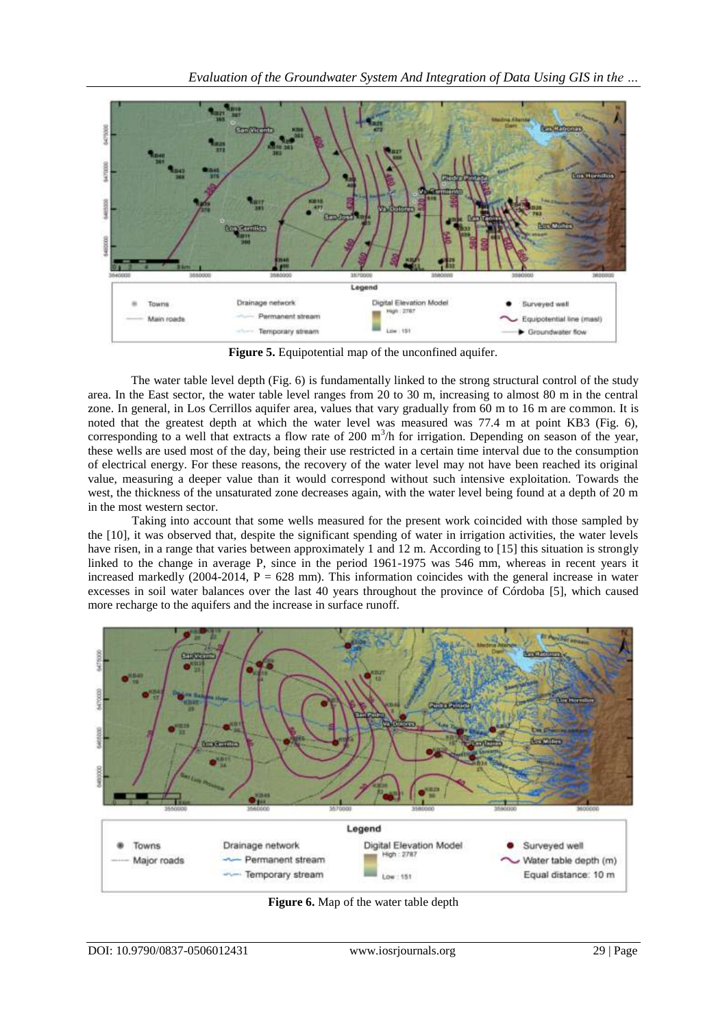**Figure 5.** Equipotential map of the unconfined aquifer.

The water table level depth (Fig. 6) is fundamentally linked to the strong structural control of the study area. In the East sector, the water table level ranges from 20 to 30 m, increasing to almost 80 m in the central zone. In general, in Los Cerrillos aquifer area, values that vary gradually from 60 m to 16 m are common. It is noted that the greatest depth at which the water level was measured was 77.4 m at point KB3 (Fig. 6), corresponding to a well that extracts a flow rate of 200 $m^3$/h for irrigation. Depending on season of the year, these wells are used most of the day, being their use restricted in a certain time interval due to the consumption of electrical energy. For these reasons, the recovery of the water level may not have been reached its original value, measuring a deeper value than it would correspond without such intensive exploitation. Towards the west, the thickness of the unsaturated zone decreases again, with the water level being found at a depth of 20 m in the most western sector.

Taking into account that some wells measured for the present work coincided with those sampled by the [10], it was observed that, despite the significant spending of water in irrigation activities, the water levels have risen, in a range that varies between approximately 1 and 12 m. According to [15] this situation is strongly linked to the change in average P, since in the period 1961-1975 was 546 mm, whereas in recent years it increased markedly (2004-2014, P = 628 mm). This information coincides with the general increase in water excesses in soil water balances over the last 40 years throughout the province of Córdoba [5], which caused more recharge to the aquifers and the increase in surface runoff.

**Figure 6.** Map of the water table depth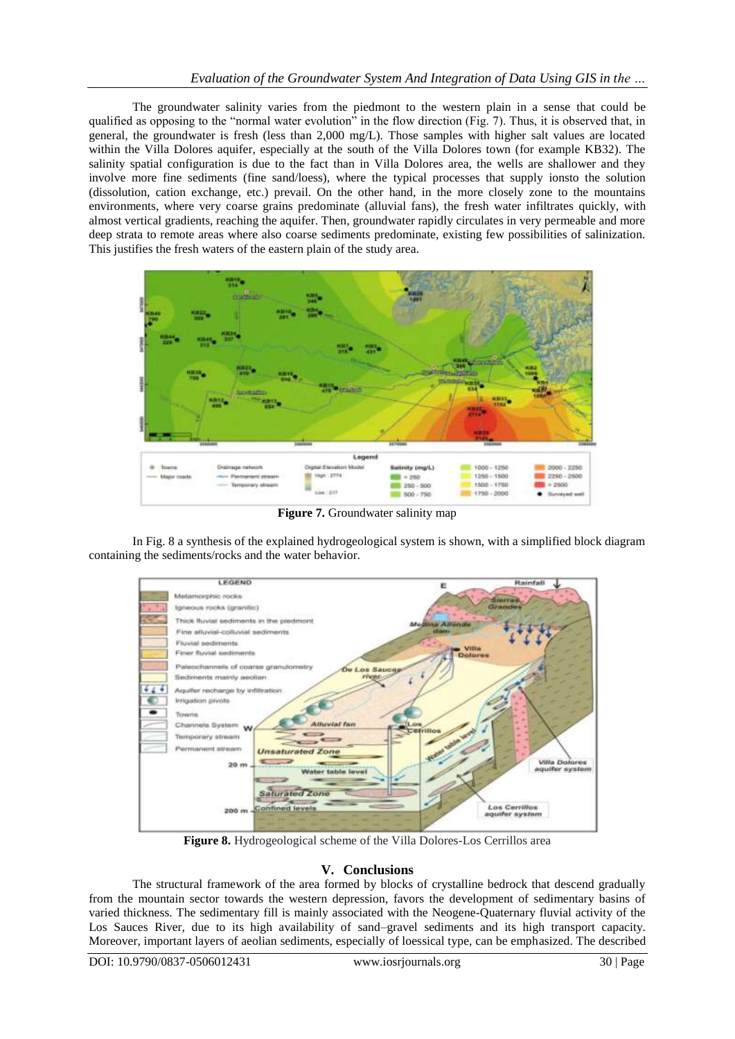The groundwater salinity varies from the piedmont to the western plain in a sense that could be qualified as opposing to the "normal water evolution" in the flow direction (Fig. 7). Thus, it is observed that, in general, the groundwater is fresh (less than 2,000 mg/L). Those samples with higher salt values are located within the Villa Dolores aquifer, especially at the south of the Villa Dolores town (for example KB32). The salinity spatial configuration is due to the fact than in Villa Dolores area, the wells are shallower and they involve more fine sediments (fine sand/loess), where the typical processes that supply ionsto the solution (dissolution, cation exchange, etc.) prevail. On the other hand, in the more closely zone to the mountains environments, where very coarse grains predominate (alluvial fans), the fresh water infiltrates quickly, with almost vertical gradients, reaching the aquifer. Then, groundwater rapidly circulates in very permeable and more deep strata to remote areas where also coarse sediments predominate, existing few possibilities of salinization. This justifies the fresh waters of the eastern plain of the study area.

**Figure 7.** Groundwater salinity map

In Fig. 8 a synthesis of the explained hydrogeological system is shown, with a simplified block diagram containing the sediments/rocks and the water behavior.

**Figure 8.** Hydrogeological scheme of the Villa Dolores-Los Cerrillos area

## V. Conclusions

The structural framework of the area formed by blocks of crystalline bedrock that descend gradually from the mountain sector towards the western depression, favors the development of sedimentary basins of varied thickness. The sedimentary fill is mainly associated with the Neogene-Quaternary fluvial activity of the Los Sauces River, due to its high availability of sand–gravel sediments and its high transport capacity. Moreover, important layers of aeolian sediments, especially of loessical type, can be emphasized. The described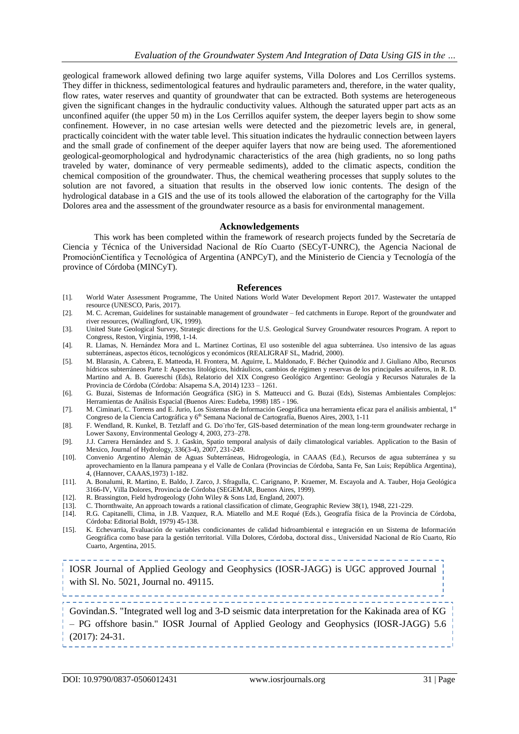geological framework allowed defining two large aquifer systems, Villa Dolores and Los Cerrillos systems. They differ in thickness, sedimentological features and hydraulic parameters and, therefore, in the water quality, flow rates, water reserves and quantity of groundwater that can be extracted. Both systems are heterogeneous given the significant changes in the hydraulic conductivity values. Although the saturated upper part acts as an unconfined aquifer (the upper 50 m) in the Los Cerrillos aquifer system, the deeper layers begin to show some confinement. However, in no case artesian wells were detected and the piezometric levels are, in general, practically coincident with the water table level. This situation indicates the hydraulic connection between layers and the small grade of confinement of the deeper aquifer layers that now are being used. The aforementioned geological-geomorphological and hydrodynamic characteristics of the area (high gradients, no so long paths traveled by water, dominance of very permeable sediments), added to the climatic aspects, condition the chemical composition of the groundwater. Thus, the chemical weathering processes that supply solutes to the solution are not favored, a situation that results in the observed low ionic contents. The design of the hydrological database in a GIS and the use of its tools allowed the elaboration of the cartography for the Villa Dolores area and the assessment of the groundwater resource as a basis for environmental management.

## Acknowledgements

This work has been completed within the framework of research projects funded by the Secretaría de Ciencia y Técnica of the Universidad Nacional de Río Cuarto (SECyT-UNRC), the Agencia Nacional de PromociónCientífica y Tecnológica of Argentina (ANPCyT), and the Ministerio de Ciencia y Tecnología of the province of Córdoba (MINCyT).

## References

[1]. World Water Assessment Programme, The United Nations World Water Development Report 2017. Wastewater the untapped resource (UNESCO, Paris, 2017).

[2]. M. C. Acreman, Guidelines for sustainable management of groundwater – fed catchments in Europe. Report of the groundwater and river resources, (Wallingford, UK, 1999).

[3]. United State Geological Survey, Strategic directions for the U.S. Geological Survey Groundwater resources Program. A report to Congress, Reston, Virginia, 1998, 1-14.

[4]. R. Llamas, N. Hernández Mora and L. Martinez Cortinas, El uso sostenible del agua subterránea. Uso intensivo de las aguas subterráneas, aspectos éticos, tecnológicos y económicos (REALIGRAF SL, Madrid, 2000).

[5]. M. Blarasin, A. Cabrera, E. Matteoda, H. Frontera, M. Aguirre, L. Maldonado, F. Bécher Quinodóz and J. Giuliano Albo, Recursos hídricos subterráneos Parte I: Aspectos litológicos, hidráulicos, cambios de régimen y reservas de los principales acuíferos, in R. D. Martino and A. B. Guereschi (Eds), Relatorio del XIX Congreso Geológico Argentino: Geología y Recursos Naturales de la Provincia de Córdoba (Córdoba: Alsapema S.A, 2014) 1233 – 1261.

[6]. G. Buzai, Sistemas de Información Geográfica (SIG) in S. Matteucci and G. Buzai (Eds), Sistemas Ambientales Complejos: Herramientas de Análisis Espacial (Buenos Aires: Eudeba, 1998) 185 - 196.

[7]. M. Ciminari, C. Torrens and E. Jurio, Los Sistemas de Información Geográfica una herramienta eficaz para el análisis ambiental, 1st Congreso de la Ciencia Cartográfica y 6th Semana Nacional de Cartografía, Buenos Aires, 2003, 1-11

[8]. F. Wendland, R. Kunkel, B. Tetzlaff and G. Do¨rho¨fer, GIS-based determination of the mean long-term groundwater recharge in Lower Saxony, Environmental Geology 4, 2003, 273–278.

[9]. J.J. Carrera Hernández and S. J. Gaskin, Spatio temporal analysis of daily climatological variables. Application to the Basin of Mexico, Journal of Hydrology, 336(3-4), 2007, 231-249.

[10]. Convenio Argentino Alemán de Aguas Subterráneas, Hidrogeología, in CAAAS (Ed.), Recursos de agua subterránea y su aprovechamiento en la llanura pampeana y el Valle de Conlara (Provincias de Córdoba, Santa Fe, San Luis; República Argentina), 4, (Hannover, CAAAS,1973) 1-182.

[11]. A. Bonalumi, R. Martino, E. Baldo, J. Zarco, J. Sfragulla, C. Carignano, P. Kraemer, M. Escayola and A. Tauber, Hoja Geológica 3166-IV, Villa Dolores, Provincia de Córdoba (SEGEMAR, Buenos Aires, 1999).

[12]. R. Brassington, Field hydrogeology (John Wiley & Sons Ltd, England, 2007).

[13]. C. Thornthwaite, An approach towards a rational classification of climate, Geographic Review 38(1), 1948, 221-229.

[14]. R.G. Capitanelli, Clima, in J.B. Vazquez, R.A. Miatello and M.E Roqué (Eds.), Geografía física de la Provincia de Córdoba, Córdoba: Editorial Boldt, 1979) 45-138.

[15]. K. Echevarria, Evaluación de variables condicionantes de calidad hidroambiental e integración en un Sistema de Información Geográfica como base para la gestión territorial. Villa Dolores, Córdoba, doctoral diss., Universidad Nacional de Río Cuarto, Río Cuarto, Argentina, 2015.

IOSR Journal of Applied Geology and Geophysics (IOSR-JAGG) is UGC approved Journal with Sl. No. 5021, Journal no. 49115.

Govindan.S. "Integrated well log and 3-D seismic data interpretation for the Kakinada area of KG – PG offshore basin." IOSR Journal of Applied Geology and Geophysics (IOSR-JAGG) 5.6 (2017): 24-31.